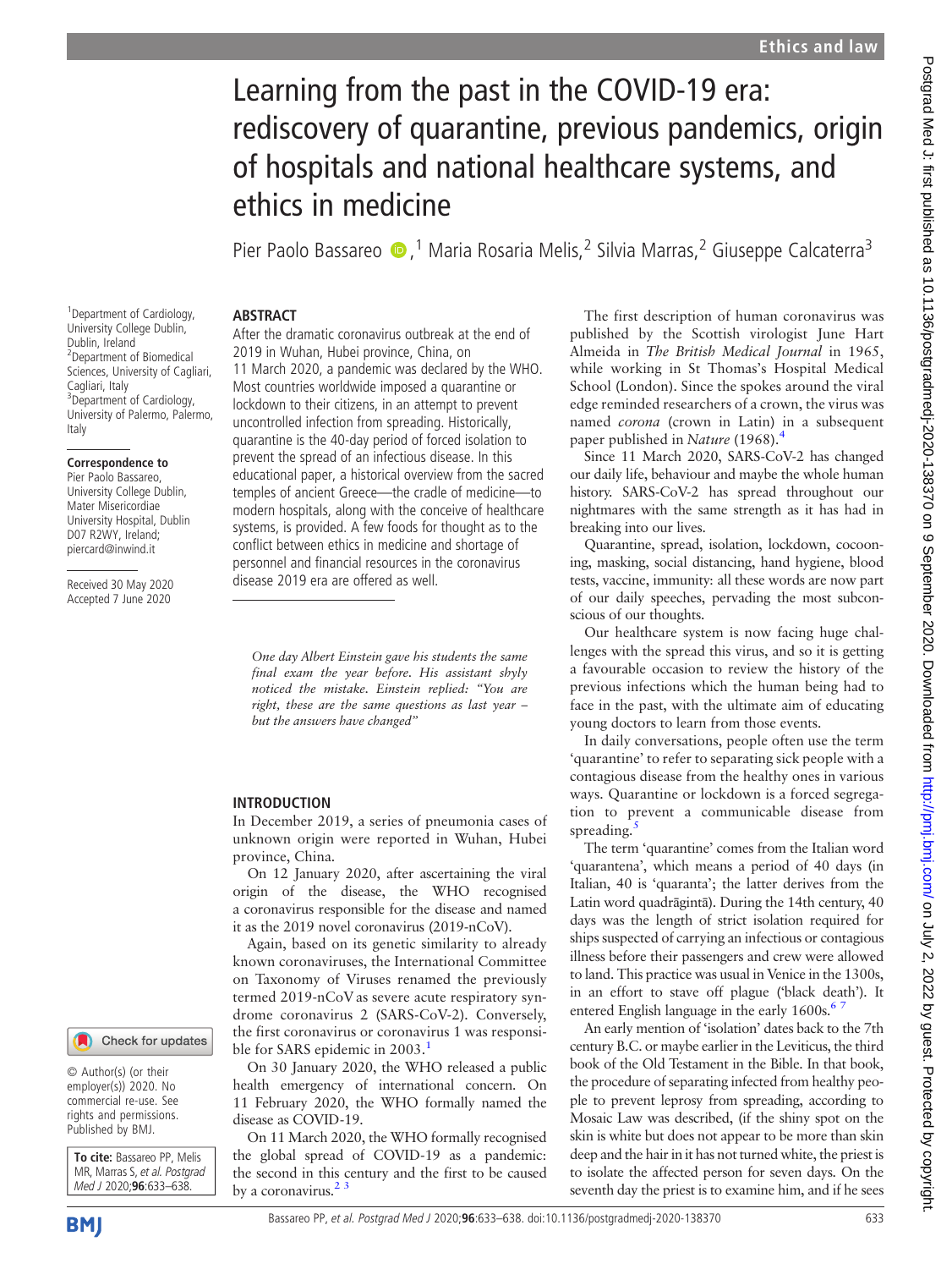# Learning from the past in the COVID-19 era: rediscovery of quarantine, previous pandemics, origin of hospitals and national healthcare systems, and ethics in medicine

Pier Paolo Bassareo [1], Maria Rosaria Melis [2], Silvia Marras [2], Giuseppe Calcaterra [3]

[1] Department of Cardiology, University College Dublin, Dublin, Ireland
[2] Department of Biomedical Sciences, University of Cagliari, Cagliari, Italy
[3] Department of Cardiology, University of Palermo, Palermo, Italy

**Correspondence to**
Pier Paolo Bassareo, University College Dublin, Mater Misericordiae University Hospital, Dublin D07 R2WY, Ireland; piercard@inwind.it

Received 30 May 2020
Accepted 7 June 2020

© Author(s) (or their employer(s)) 2020. No commercial re-use. See rights and permissions. Published by BMJ.

**To cite:** Bassareo PP, Melis MR, Marras S, *et al. Postgrad Med J* 2020;**96**:633–638.

## ABSTRACT

After the dramatic coronavirus outbreak at the end of 2019 in Wuhan, Hubei province, China, on 11 March 2020, a pandemic was declared by the WHO. Most countries worldwide imposed a quarantine or lockdown to their citizens, in an attempt to prevent uncontrolled infection from spreading. Historically, quarantine is the 40-day period of forced isolation to prevent the spread of an infectious disease. In this educational paper, a historical overview from the sacred temples of ancient Greece—the cradle of medicine—to modern hospitals, along with the conceive of healthcare systems, is provided. A few foods for thought as to the conflict between ethics in medicine and shortage of personnel and financial resources in the coronavirus disease 2019 era are offered as well.

*One day Albert Einstein gave his students the same final exam the year before. His assistant shyly noticed the mistake. Einstein replied: "You are right, these are the same questions as last year – but the answers have changed"*

## INTRODUCTION

In December 2019, a series of pneumonia cases of unknown origin were reported in Wuhan, Hubei province, China.

On 12 January 2020, after ascertaining the viral origin of the disease, the WHO recognised a coronavirus responsible for the disease and named it as the 2019 novel coronavirus (2019-nCoV).

Again, based on its genetic similarity to already known coronaviruses, the International Committee on Taxonomy of Viruses renamed the previously termed 2019-nCoV as severe acute respiratory syndrome coronavirus 2 (SARS-CoV-2). Conversely, the first coronavirus or coronavirus 1 was responsible for SARS epidemic in 2003.[1]

On 30 January 2020, the WHO released a public health emergency of international concern. On 11 February 2020, the WHO formally named the disease as COVID-19.

On 11 March 2020, the WHO formally recognised the global spread of COVID-19 as a pandemic: the second in this century and the first to be caused by a coronavirus.[2,3]

The first description of human coronavirus was published by the Scottish virologist June Hart Almeida in *The British Medical Journal* in 1965, while working in St Thomas's Hospital Medical School (London). Since the spokes around the viral edge reminded researchers of a crown, the virus was named *corona* (crown in Latin) in a subsequent paper published in *Nature* (1968).[4]

Since 11 March 2020, SARS-CoV-2 has changed our daily life, behaviour and maybe the whole human history. SARS-CoV-2 has spread throughout our nightmares with the same strength as it has had in breaking into our lives.

Quarantine, spread, isolation, lockdown, cocooning, masking, social distancing, hand hygiene, blood tests, vaccine, immunity: all these words are now part of our daily speeches, pervading the most subconscious of our thoughts.

Our healthcare system is now facing huge challenges with the spread this virus, and so it is getting a favourable occasion to review the history of the previous infections which the human being had to face in the past, with the ultimate aim of educating young doctors to learn from those events.

In daily conversations, people often use the term 'quarantine' to refer to separating sick people with a contagious disease from the healthy ones in various ways. Quarantine or lockdown is a forced segregation to prevent a communicable disease from spreading.[5]

The term 'quarantine' comes from the Italian word 'quarantena', which means a period of 40 days (in Italian, 40 is 'quaranta'; the latter derives from the Latin word quadrāgintā). During the 14th century, 40 days was the length of strict isolation required for ships suspected of carrying an infectious or contagious illness before their passengers and crew were allowed to land. This practice was usual in Venice in the 1300s, in an effort to stave off plague ('black death'). It entered English language in the early 1600s.[6,7]

An early mention of 'isolation' dates back to the 7th century B.C. or maybe earlier in the Leviticus, the third book of the Old Testament in the Bible. In that book, the procedure of separating infected from healthy people to prevent leprosy from spreading, according to Mosaic Law was described, (if the shiny spot on the skin is white but does not appear to be more than skin deep and the hair in it has not turned white, the priest is to isolate the affected person for seven days. On the seventh day the priest is to examine him, and if he sees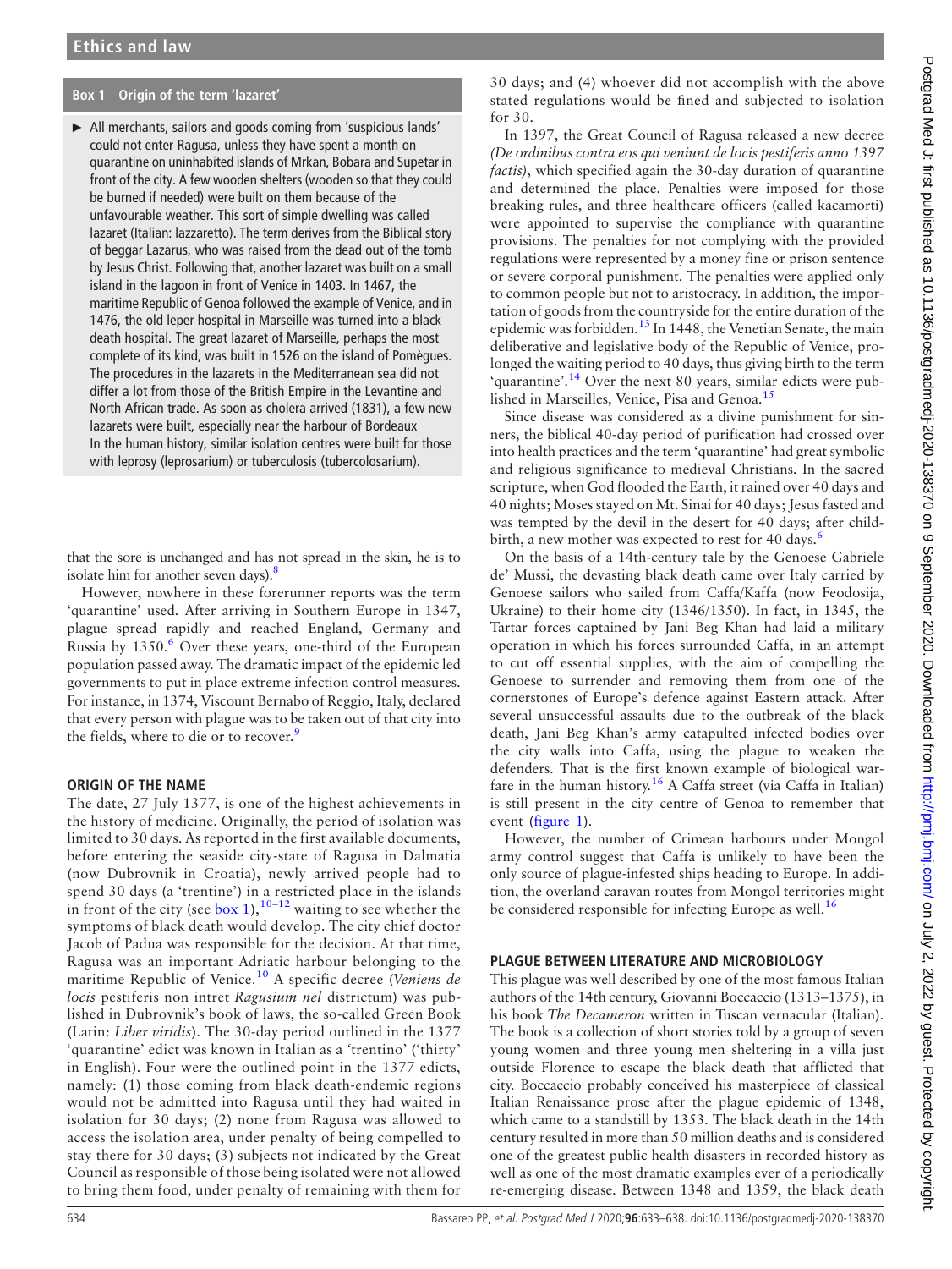**Box 1 Origin of the term 'lazaret'**

- All merchants, sailors and goods coming from 'suspicious lands' could not enter Ragusa, unless they have spent a month on quarantine on uninhabited islands of Mrkan, Bobara and Supetar in front of the city. A few wooden shelters (wooden so that they could be burned if needed) were built on them because of the unfavourable weather. This sort of simple dwelling was called lazaret (Italian: lazzaretto). The term derives from the Biblical story of beggar Lazarus, who was raised from the dead out of the tomb by Jesus Christ. Following that, another lazaret was built on a small island in the lagoon in front of Venice in 1403. In 1467, the maritime Republic of Genoa followed the example of Venice, and in 1476, the old leper hospital in Marseille was turned into a black death hospital. The great lazaret of Marseille, perhaps the most complete of its kind, was built in 1526 on the island of Pomègues. The procedures in the lazarets in the Mediterranean sea did not differ a lot from those of the British Empire in the Levantine and North African trade. As soon as cholera arrived (1831), a few new lazarets were built, especially near the harbour of Bordeaux In the human history, similar isolation centres were built for those with leprosy (leprosarium) or tuberculosis (tubercolosarium).

that the sore is unchanged and has not spread in the skin, he is to isolate him for another seven days).[8]

However, nowhere in these forerunner reports was the term 'quarantine' used. After arriving in Southern Europe in 1347, plague spread rapidly and reached England, Germany and Russia by 1350.[6] Over these years, one-third of the European population passed away. The dramatic impact of the epidemic led governments to put in place extreme infection control measures. For instance, in 1374, Viscount Bernabo of Reggio, Italy, declared that every person with plague was to be taken out of that city into the fields, where to die or to recover.[9]

## ORIGIN OF THE NAME

The date, 27 July 1377, is one of the highest achievements in the history of medicine. Originally, the period of isolation was limited to 30 days. As reported in the first available documents, before entering the seaside city-state of Ragusa in Dalmatia (now Dubrovnik in Croatia), newly arrived people had to spend 30 days (a 'trentine') in a restricted place in the islands in front of the city (see box 1),[10–12] waiting to see whether the symptoms of black death would develop. The city chief doctor Jacob of Padua was responsible for the decision. At that time, Ragusa was an important Adriatic harbour belonging to the maritime Republic of Venice.[10] A specific decree (*Veniens de locis* pestiferis non intret *Ragusium nel* districtum) was published in Dubrovnik's book of laws, the so-called Green Book (Latin: *Liber viridis*). The 30-day period outlined in the 1377 'quarantine' edict was known in Italian as a 'trentino' ('thirty' in English). Four were the outlined point in the 1377 edicts, namely: (1) those coming from black death-endemic regions would not be admitted into Ragusa until they had waited in isolation for 30 days; (2) none from Ragusa was allowed to access the isolation area, under penalty of being compelled to stay there for 30 days; (3) subjects not indicated by the Great Council as responsible of those being isolated were not allowed to bring them food, under penalty of remaining with them for 30 days; and (4) whoever did not accomplish with the above stated regulations would be fined and subjected to isolation for 30.

In 1397, the Great Council of Ragusa released a new decree *(De ordinibus contra eos qui veniunt de locis pestiferis anno 1397 factis)*, which specified again the 30-day duration of quarantine and determined the place. Penalties were imposed for those breaking rules, and three healthcare officers (called kacamorti) were appointed to supervise the compliance with quarantine provisions. The penalties for not complying with the provided regulations were represented by a money fine or prison sentence or severe corporal punishment. The penalties were applied only to common people but not to aristocracy. In addition, the importation of goods from the countryside for the entire duration of the epidemic was forbidden.[13] In 1448, the Venetian Senate, the main deliberative and legislative body of the Republic of Venice, prolonged the waiting period to 40 days, thus giving birth to the term 'quarantine'.[14] Over the next 80 years, similar edicts were published in Marseilles, Venice, Pisa and Genoa.[15]

Since disease was considered as a divine punishment for sinners, the biblical 40-day period of purification had crossed over into health practices and the term 'quarantine' had great symbolic and religious significance to medieval Christians. In the sacred scripture, when God flooded the Earth, it rained over 40 days and 40 nights; Moses stayed on Mt. Sinai for 40 days; Jesus fasted and was tempted by the devil in the desert for 40 days; after childbirth, a new mother was expected to rest for 40 days.[6]

On the basis of a 14th-century tale by the Genoese Gabriele de' Mussi, the devasting black death came over Italy carried by Genoese sailors who sailed from Caffa/Kaffa (now Feodosija, Ukraine) to their home city (1346/1350). In fact, in 1345, the Tartar forces captained by Jani Beg Khan had laid a military operation in which his forces surrounded Caffa, in an attempt to cut off essential supplies, with the aim of compelling the Genoese to surrender and removing them from one of the cornerstones of Europe's defence against Eastern attack. After several unsuccessful assaults due to the outbreak of the black death, Jani Beg Khan's army catapulted infected bodies over the city walls into Caffa, using the plague to weaken the defenders. That is the first known example of biological warfare in the human history.[16] A Caffa street (via Caffa in Italian) is still present in the city centre of Genoa to remember that event (figure 1).

However, the number of Crimean harbours under Mongol army control suggest that Caffa is unlikely to have been the only source of plague-infested ships heading to Europe. In addition, the overland caravan routes from Mongol territories might be considered responsible for infecting Europe as well.[16]

## PLAGUE BETWEEN LITERATURE AND MICROBIOLOGY

This plague was well described by one of the most famous Italian authors of the 14th century, Giovanni Boccaccio (1313–1375), in his book *The Decameron* written in Tuscan vernacular (Italian). The book is a collection of short stories told by a group of seven young women and three young men sheltering in a villa just outside Florence to escape the black death that afflicted that city. Boccaccio probably conceived his masterpiece of classical Italian Renaissance prose after the plague epidemic of 1348, which came to a standstill by 1353. The black death in the 14th century resulted in more than 50 million deaths and is considered one of the greatest public health disasters in recorded history as well as one of the most dramatic examples ever of a periodically re-emerging disease. Between 1348 and 1359, the black death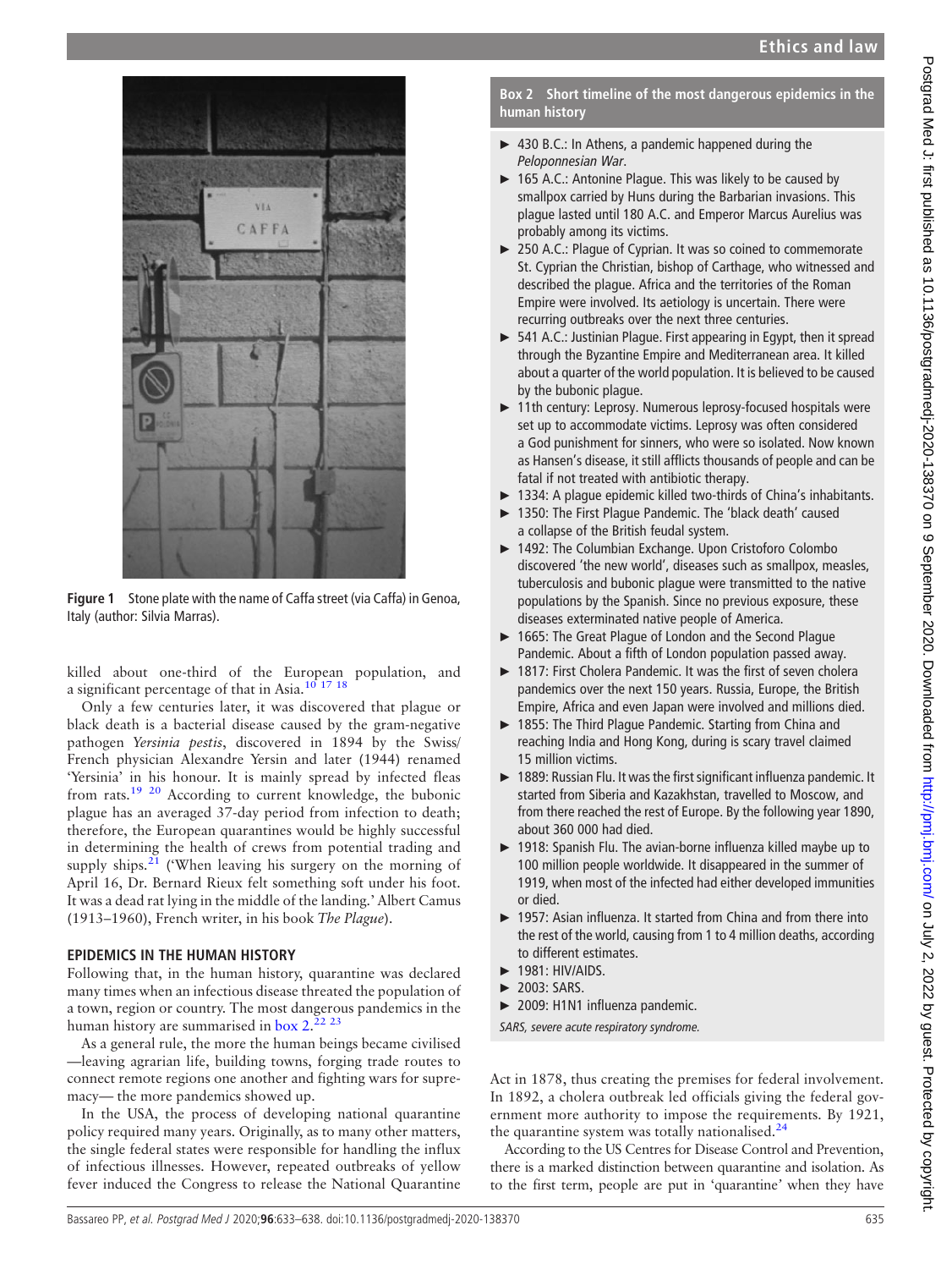Figure 1 Stone plate with the name of Caffa street (via Caffa) in Genoa, Italy (author: Silvia Marras).

killed about one-third of the European population, and a significant percentage of that in Asia.[10 17 18]

Only a few centuries later, it was discovered that plague or black death is a bacterial disease caused by the gram-negative pathogen *Yersinia pestis*, discovered in 1894 by the Swiss/French physician Alexandre Yersin and later (1944) renamed 'Yersinia' in his honour. It is mainly spread by infected fleas from rats.[19 20] According to current knowledge, the bubonic plague has an averaged 37-day period from infection to death; therefore, the European quarantines would be highly successful in determining the health of crews from potential trading and supply ships.[21] ('When leaving his surgery on the morning of April 16, Dr. Bernard Rieux felt something soft under his foot. It was a dead rat lying in the middle of the landing.' Albert Camus (1913–1960), French writer, in his book *The Plague*).

## EPIDEMICS IN THE HUMAN HISTORY

Following that, in the human history, quarantine was declared many times when an infectious disease threated the population of a town, region or country. The most dangerous pandemics in the human history are summarised in box 2.[22 23]

As a general rule, the more the human beings became civilised —leaving agrarian life, building towns, forging trade routes to connect remote regions one another and fighting wars for supremacy— the more pandemics showed up.

In the USA, the process of developing national quarantine policy required many years. Originally, as to many other matters, the single federal states were responsible for handling the influx of infectious illnesses. However, repeated outbreaks of yellow fever induced the Congress to release the National Quarantine Act in 1878, thus creating the premises for federal involvement. In 1892, a cholera outbreak led officials giving the federal government more authority to impose the requirements. By 1921, the quarantine system was totally nationalised.[24]

According to the US Centres for Disease Control and Prevention, there is a marked distinction between quarantine and isolation. As to the first term, people are put in 'quarantine' when they have

**Box 2 Short timeline of the most dangerous epidemics in the human history**

- 430 B.C.: In Athens, a pandemic happened during the *Peloponnesian War*.
- 165 A.C.: Antonine Plague. This was likely to be caused by smallpox carried by Huns during the Barbarian invasions. This plague lasted until 180 A.C. and Emperor Marcus Aurelius was probably among its victims.
- 250 A.C.: Plague of Cyprian. It was so coined to commemorate St. Cyprian the Christian, bishop of Carthage, who witnessed and described the plague. Africa and the territories of the Roman Empire were involved. Its aetiology is uncertain. There were recurring outbreaks over the next three centuries.
- 541 A.C.: Justinian Plague. First appearing in Egypt, then it spread through the Byzantine Empire and Mediterranean area. It killed about a quarter of the world population. It is believed to be caused by the bubonic plague.
- 11th century: Leprosy. Numerous leprosy-focused hospitals were set up to accommodate victims. Leprosy was often considered a God punishment for sinners, who were so isolated. Now known as Hansen's disease, it still afflicts thousands of people and can be fatal if not treated with antibiotic therapy.
- 1334: A plague epidemic killed two-thirds of China's inhabitants.
- 1350: The First Plague Pandemic. The 'black death' caused a collapse of the British feudal system.
- 1492: The Columbian Exchange. Upon Cristoforo Colombo discovered 'the new world', diseases such as smallpox, measles, tuberculosis and bubonic plague were transmitted to the native populations by the Spanish. Since no previous exposure, these diseases exterminated native people of America.
- 1665: The Great Plague of London and the Second Plague Pandemic. About a fifth of London population passed away.
- 1817: First Cholera Pandemic. It was the first of seven cholera pandemics over the next 150 years. Russia, Europe, the British Empire, Africa and even Japan were involved and millions died.
- 1855: The Third Plague Pandemic. Starting from China and reaching India and Hong Kong, during is scary travel claimed 15 million victims.
- 1889: Russian Flu. It was the first significant influenza pandemic. It started from Siberia and Kazakhstan, travelled to Moscow, and from there reached the rest of Europe. By the following year 1890, about 360 000 had died.
- 1918: Spanish Flu. The avian-borne influenza killed maybe up to 100 million people worldwide. It disappeared in the summer of 1919, when most of the infected had either developed immunities or died.
- 1957: Asian influenza. It started from China and from there into the rest of the world, causing from 1 to 4 million deaths, according to different estimates.
- 1981: HIV/AIDS.
- 2003: SARS.
- 2009: H1N1 influenza pandemic.

*SARS, severe acute respiratory syndrome.*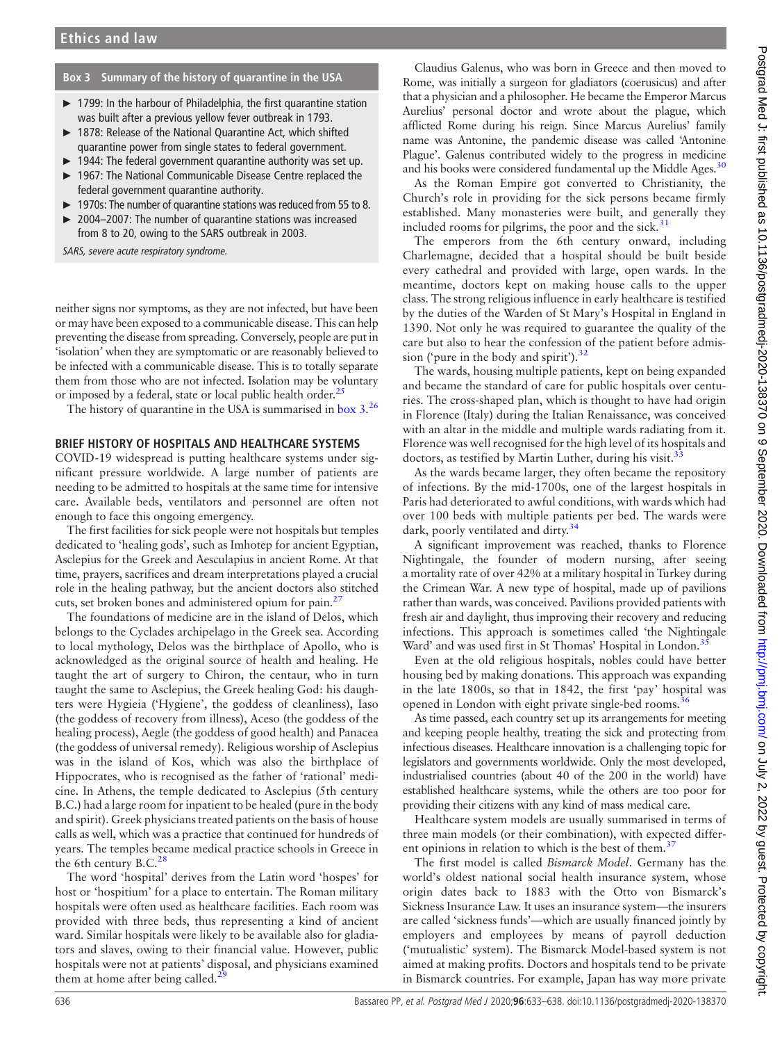### Box 3 Summary of the history of quarantine in the USA

- 1799: In the harbour of Philadelphia, the first quarantine station was built after a previous yellow fever outbreak in 1793.
- 1878: Release of the National Quarantine Act, which shifted quarantine power from single states to federal government.
- 1944: The federal government quarantine authority was set up.
- 1967: The National Communicable Disease Centre replaced the federal government quarantine authority.
- 1970s: The number of quarantine stations was reduced from 55 to 8.
- 2004–2007: The number of quarantine stations was increased from 8 to 20, owing to the SARS outbreak in 2003.

*SARS, severe acute respiratory syndrome.*

neither signs nor symptoms, as they are not infected, but have been or may have been exposed to a communicable disease. This can help preventing the disease from spreading. Conversely, people are put in 'isolation' when they are symptomatic or are reasonably believed to be infected with a communicable disease. This is to totally separate them from those who are not infected. Isolation may be voluntary or imposed by a federal, state or local public health order.[25]

The history of quarantine in the USA is summarised in box 3.[26]

## BRIEF HISTORY OF HOSPITALS AND HEALTHCARE SYSTEMS

COVID-19 widespread is putting healthcare systems under significant pressure worldwide. A large number of patients are needing to be admitted to hospitals at the same time for intensive care. Available beds, ventilators and personnel are often not enough to face this ongoing emergency.

The first facilities for sick people were not hospitals but temples dedicated to 'healing gods', such as Imhotep for ancient Egyptian, Asclepius for the Greek and Aesculapius in ancient Rome. At that time, prayers, sacrifices and dream interpretations played a crucial role in the healing pathway, but the ancient doctors also stitched cuts, set broken bones and administered opium for pain.[27]

The foundations of medicine are in the island of Delos, which belongs to the Cyclades archipelago in the Greek sea. According to local mythology, Delos was the birthplace of Apollo, who is acknowledged as the original source of health and healing. He taught the art of surgery to Chiron, the centaur, who in turn taught the same to Asclepius, the Greek healing God: his daughters were Hygieia ('Hygiene', the goddess of cleanliness), Iaso (the goddess of recovery from illness), Aceso (the goddess of the healing process), Aegle (the goddess of good health) and Panacea (the goddess of universal remedy). Religious worship of Asclepius was in the island of Kos, which was also the birthplace of Hippocrates, who is recognised as the father of 'rational' medicine. In Athens, the temple dedicated to Asclepius (5th century B.C.) had a large room for inpatient to be healed (pure in the body and spirit). Greek physicians treated patients on the basis of house calls as well, which was a practice that continued for hundreds of years. The temples became medical practice schools in Greece in the 6th century B.C.[28]

The word 'hospital' derives from the Latin word 'hospes' for host or 'hospitium' for a place to entertain. The Roman military hospitals were often used as healthcare facilities. Each room was provided with three beds, thus representing a kind of ancient ward. Similar hospitals were likely to be available also for gladiators and slaves, owing to their financial value. However, public hospitals were not at patients' disposal, and physicians examined them at home after being called.[29]

Claudius Galenus, who was born in Greece and then moved to Rome, was initially a surgeon for gladiators (coerusicus) and after that a physician and a philosopher. He became the Emperor Marcus Aurelius' personal doctor and wrote about the plague, which afflicted Rome during his reign. Since Marcus Aurelius' family name was Antonine, the pandemic disease was called 'Antonine Plague'. Galenus contributed widely to the progress in medicine and his books were considered fundamental up the Middle Ages.[30]

As the Roman Empire got converted to Christianity, the Church's role in providing for the sick persons became firmly established. Many monasteries were built, and generally they included rooms for pilgrims, the poor and the sick.[31]

The emperors from the 6th century onward, including Charlemagne, decided that a hospital should be built beside every cathedral and provided with large, open wards. In the meantime, doctors kept on making house calls to the upper class. The strong religious influence in early healthcare is testified by the duties of the Warden of St Mary's Hospital in England in 1390. Not only he was required to guarantee the quality of the care but also to hear the confession of the patient before admission ('pure in the body and spirit').[32]

The wards, housing multiple patients, kept on being expanded and became the standard of care for public hospitals over centuries. The cross-shaped plan, which is thought to have had origin in Florence (Italy) during the Italian Renaissance, was conceived with an altar in the middle and multiple wards radiating from it. Florence was well recognised for the high level of its hospitals and doctors, as testified by Martin Luther, during his visit.[33]

As the wards became larger, they often became the repository of infections. By the mid-1700s, one of the largest hospitals in Paris had deteriorated to awful conditions, with wards which had over 100 beds with multiple patients per bed. The wards were dark, poorly ventilated and dirty.[34]

A significant improvement was reached, thanks to Florence Nightingale, the founder of modern nursing, after seeing a mortality rate of over 42% at a military hospital in Turkey during the Crimean War. A new type of hospital, made up of pavilions rather than wards, was conceived. Pavilions provided patients with fresh air and daylight, thus improving their recovery and reducing infections. This approach is sometimes called 'the Nightingale Ward' and was used first in St Thomas' Hospital in London.[35]

Even at the old religious hospitals, nobles could have better housing bed by making donations. This approach was expanding in the late 1800s, so that in 1842, the first 'pay' hospital was opened in London with eight private single-bed rooms.[36]

As time passed, each country set up its arrangements for meeting and keeping people healthy, treating the sick and protecting from infectious diseases. Healthcare innovation is a challenging topic for legislators and governments worldwide. Only the most developed, industrialised countries (about 40 of the 200 in the world) have established healthcare systems, while the others are too poor for providing their citizens with any kind of mass medical care.

Healthcare system models are usually summarised in terms of three main models (or their combination), with expected different opinions in relation to which is the best of them.[37]

The first model is called *Bismarck Model*. Germany has the world's oldest national social health insurance system, whose origin dates back to 1883 with the Otto von Bismarck's Sickness Insurance Law. It uses an insurance system—the insurers are called 'sickness funds'—which are usually financed jointly by employers and employees by means of payroll deduction ('mutualistic' system). The Bismarck Model-based system is not aimed at making profits. Doctors and hospitals tend to be private in Bismarck countries. For example, Japan has way more private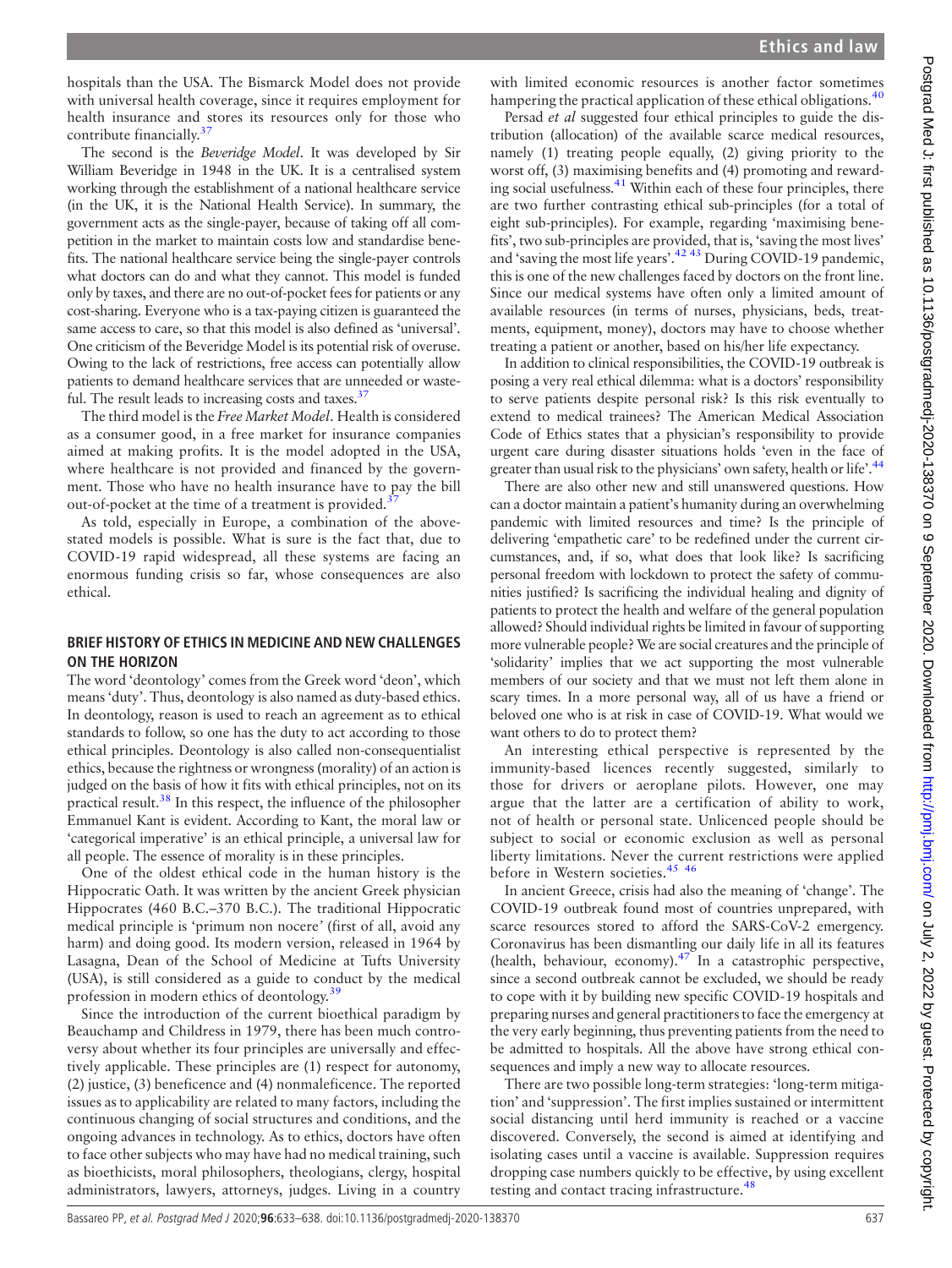hospitals than the USA. The Bismarck Model does not provide with universal health coverage, since it requires employment for health insurance and stores its resources only for those who contribute financially.[37]

The second is the *Beveridge Model*. It was developed by Sir William Beveridge in 1948 in the UK. It is a centralised system working through the establishment of a national healthcare service (in the UK, it is the National Health Service). In summary, the government acts as the single-payer, because of taking off all competition in the market to maintain costs low and standardise benefits. The national healthcare service being the single-payer controls what doctors can do and what they cannot. This model is funded only by taxes, and there are no out-of-pocket fees for patients or any cost-sharing. Everyone who is a tax-paying citizen is guaranteed the same access to care, so that this model is also defined as 'universal'. One criticism of the Beveridge Model is its potential risk of overuse. Owing to the lack of restrictions, free access can potentially allow patients to demand healthcare services that are unneeded or wasteful. The result leads to increasing costs and taxes.[37]

The third model is the *Free Market Model*. Health is considered as a consumer good, in a free market for insurance companies aimed at making profits. It is the model adopted in the USA, where healthcare is not provided and financed by the government. Those who have no health insurance have to pay the bill out-of-pocket at the time of a treatment is provided.[37]

As told, especially in Europe, a combination of the above-stated models is possible. What is sure is the fact that, due to COVID-19 rapid widespread, all these systems are facing an enormous funding crisis so far, whose consequences are also ethical.

## BRIEF HISTORY OF ETHICS IN MEDICINE AND NEW CHALLENGES ON THE HORIZON

The word 'deontology' comes from the Greek word 'deon', which means 'duty'. Thus, deontology is also named as duty-based ethics. In deontology, reason is used to reach an agreement as to ethical standards to follow, so one has the duty to act according to those ethical principles. Deontology is also called non-consequentialist ethics, because the rightness or wrongness (morality) of an action is judged on the basis of how it fits with ethical principles, not on its practical result.[38] In this respect, the influence of the philosopher Emmanuel Kant is evident. According to Kant, the moral law or 'categorical imperative' is an ethical principle, a universal law for all people. The essence of morality is in these principles.

One of the oldest ethical code in the human history is the Hippocratic Oath. It was written by the ancient Greek physician Hippocrates (460 B.C.–370 B.C.). The traditional Hippocratic medical principle is 'primum non nocere' (first of all, avoid any harm) and doing good. Its modern version, released in 1964 by Lasagna, Dean of the School of Medicine at Tufts University (USA), is still considered as a guide to conduct by the medical profession in modern ethics of deontology.[39]

Since the introduction of the current bioethical paradigm by Beauchamp and Childress in 1979, there has been much controversy about whether its four principles are universally and effectively applicable. These principles are (1) respect for autonomy, (2) justice, (3) beneficence and (4) nonmaleficence. The reported issues as to applicability are related to many factors, including the continuous changing of social structures and conditions, and the ongoing advances in technology. As to ethics, doctors have often to face other subjects who may have had no medical training, such as bioethicists, moral philosophers, theologians, clergy, hospital administrators, lawyers, attorneys, judges. Living in a country with limited economic resources is another factor sometimes hampering the practical application of these ethical obligations.[40]

Persad *et al* suggested four ethical principles to guide the distribution (allocation) of the available scarce medical resources, namely (1) treating people equally, (2) giving priority to the worst off, (3) maximising benefits and (4) promoting and rewarding social usefulness.[41] Within each of these four principles, there are two further contrasting ethical sub-principles (for a total of eight sub-principles). For example, regarding 'maximising benefits', two sub-principles are provided, that is, 'saving the most lives' and 'saving the most life years'.[42,43] During COVID-19 pandemic, this is one of the new challenges faced by doctors on the front line. Since our medical systems have often only a limited amount of available resources (in terms of nurses, physicians, beds, treatments, equipment, money), doctors may have to choose whether treating a patient or another, based on his/her life expectancy.

In addition to clinical responsibilities, the COVID-19 outbreak is posing a very real ethical dilemma: what is a doctors' responsibility to serve patients despite personal risk? Is this risk eventually to extend to medical trainees? The American Medical Association Code of Ethics states that a physician's responsibility to provide urgent care during disaster situations holds 'even in the face of greater than usual risk to the physicians' own safety, health or life'.[44]

There are also other new and still unanswered questions. How can a doctor maintain a patient's humanity during an overwhelming pandemic with limited resources and time? Is the principle of delivering 'empathetic care' to be redefined under the current circumstances, and, if so, what does that look like? Is sacrificing personal freedom with lockdown to protect the safety of communities justified? Is sacrificing the individual healing and dignity of patients to protect the health and welfare of the general population allowed? Should individual rights be limited in favour of supporting more vulnerable people? We are social creatures and the principle of 'solidarity' implies that we act supporting the most vulnerable members of our society and that we must not left them alone in scary times. In a more personal way, all of us have a friend or beloved one who is at risk in case of COVID-19. What would we want others to do to protect them?

An interesting ethical perspective is represented by the immunity-based licences recently suggested, similarly to those for drivers or aeroplane pilots. However, one may argue that the latter are a certification of ability to work, not of health or personal state. Unlicenced people should be subject to social or economic exclusion as well as personal liberty limitations. Never the current restrictions were applied before in Western societies.[45,46]

In ancient Greece, crisis had also the meaning of 'change'. The COVID-19 outbreak found most of countries unprepared, with scarce resources stored to afford the SARS-CoV-2 emergency. Coronavirus has been dismantling our daily life in all its features (health, behaviour, economy).[47] In a catastrophic perspective, since a second outbreak cannot be excluded, we should be ready to cope with it by building new specific COVID-19 hospitals and preparing nurses and general practitioners to face the emergency at the very early beginning, thus preventing patients from the need to be admitted to hospitals. All the above have strong ethical consequences and imply a new way to allocate resources.

There are two possible long-term strategies: 'long-term mitigation' and 'suppression'. The first implies sustained or intermittent social distancing until herd immunity is reached or a vaccine discovered. Conversely, the second is aimed at identifying and isolating cases until a vaccine is available. Suppression requires dropping case numbers quickly to be effective, by using excellent testing and contact tracing infrastructure.[48]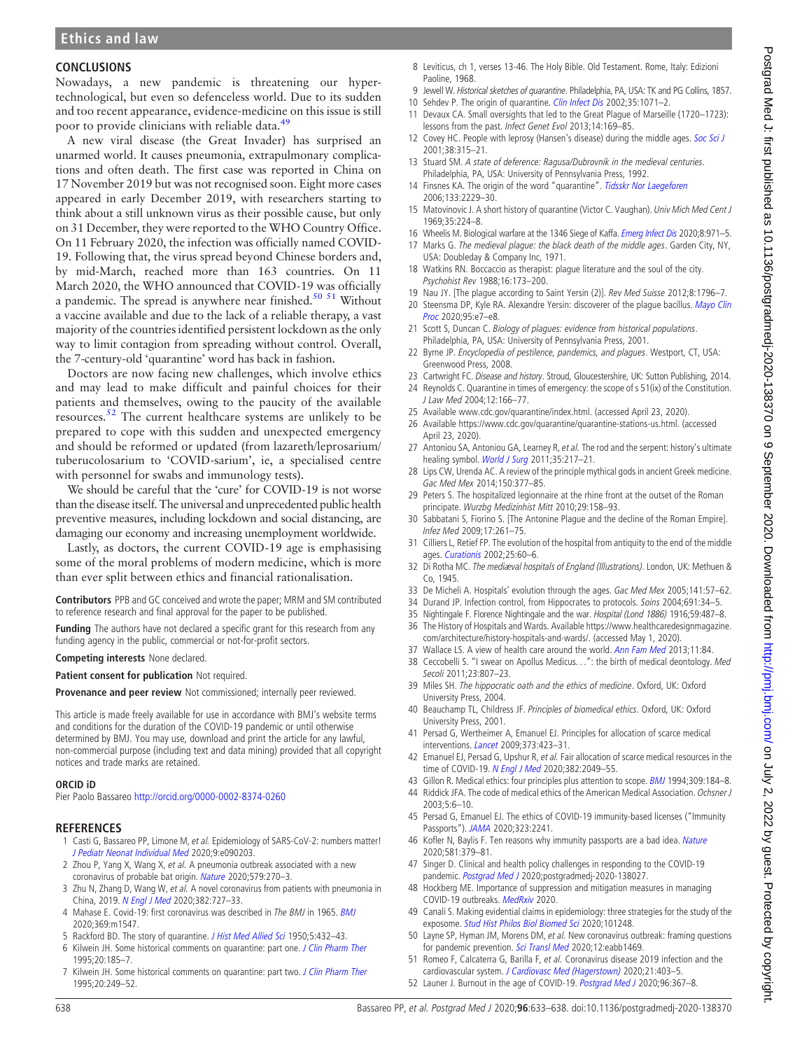## CONCLUSIONS

Nowadays, a new pandemic is threatening our hyper-technological, but even so defenceless world. Due to its sudden and too recent appearance, evidence-medicine on this issue is still poor to provide clinicians with reliable data.[49]

A new viral disease (the Great Invader) has surprised an unarmed world. It causes pneumonia, extrapulmonary complications and often death. The first case was reported in China on 17 November 2019 but was not recognised soon. Eight more cases appeared in early December 2019, with researchers starting to think about a still unknown virus as their possible cause, but only on 31 December, they were reported to the WHO Country Office. On 11 February 2020, the infection was officially named COVID-19. Following that, the virus spread beyond Chinese borders and, by mid-March, reached more than 163 countries. On 11 March 2020, the WHO announced that COVID-19 was officially a pandemic. The spread is anywhere near finished.[50 51] Without a vaccine available and due to the lack of a reliable therapy, a vast majority of the countries identified persistent lockdown as the only way to limit contagion from spreading without control. Overall, the 7-century-old 'quarantine' word has back in fashion.

Doctors are now facing new challenges, which involve ethics and may lead to make difficult and painful choices for their patients and themselves, owing to the paucity of the available resources.[52] The current healthcare systems are unlikely to be prepared to cope with this sudden and unexpected emergency and should be reformed or updated (from lazareth/leprosarium/tuberucolosarium to 'COVID-sarium', ie, a specialised centre with personnel for swabs and immunology tests).

We should be careful that the 'cure' for COVID-19 is not worse than the disease itself. The universal and unprecedented public health preventive measures, including lockdown and social distancing, are damaging our economy and increasing unemployment worldwide.

Lastly, as doctors, the current COVID-19 age is emphasising some of the moral problems of modern medicine, which is more than ever split between ethics and financial rationalisation.

**Contributors** PPB and GC conceived and wrote the paper; MRM and SM contributed to reference research and final approval for the paper to be published.

**Funding** The authors have not declared a specific grant for this research from any funding agency in the public, commercial or not-for-profit sectors.

**Competing interests** None declared.

**Patient consent for publication** Not required.

**Provenance and peer review** Not commissioned; internally peer reviewed.

This article is made freely available for use in accordance with BMJ's website terms and conditions for the duration of the COVID-19 pandemic or until otherwise determined by BMJ. You may use, download and print the article for any lawful, non-commercial purpose (including text and data mining) provided that all copyright notices and trade marks are retained.

### ORCID iD

Pier Paolo Bassareo http://orcid.org/0000-0002-8374-0260

## REFERENCES

1. Casti G, Bassareo PP, Limone M, et al. Epidemiology of SARS-CoV-2: numbers matter! *J Pediatr Neonat Individual Med* 2020;9:e090203.
2. Zhou P, Yang X, Wang X, et al. A pneumonia outbreak associated with a new coronavirus of probable bat origin. *Nature* 2020;579:270–3.
3. Zhu N, Zhang D, Wang W, et al. A novel coronavirus from patients with pneumonia in China, 2019. *N Engl J Med* 2020;382:727–33.
4. Mahase E. Covid-19: first coronavirus was described in *The BMJ* in 1965. *BMJ* 2020;369:m1547.
5. Rackford BD. The story of quarantine. *J Hist Med Allied Sci* 1950;5:432–43.
6. Kilwein JH. Some historical comments on quarantine: part one. *J Clin Pharm Ther* 1995;20:185–7.
7. Kilwein JH. Some historical comments on quarantine: part two. *J Clin Pharm Ther* 1995;20:249–52.
8. Leviticus, ch 1, verses 13-46. The Holy Bible. Old Testament. Rome, Italy: Edizioni Paoline, 1968.
9. Jewell W. *Historical sketches of quarantine*. Philadelphia, PA, USA: TK and PG Collins, 1857.
10. Sehdev P. The origin of quarantine. *Clin Infect Dis* 2002;35:1071–2.
11. Devaux CA. Small oversights that led to the Great Plague of Marseille (1720–1723): lessons from the past. *Infect Genet Evol* 2013;14:169–85.
12. Covey HC. People with leprosy (Hansen's disease) during the middle ages. *Soc Sci J* 2001;38:315–21.
13. Stuard SM. *A state of deference: Ragusa/Dubrovnik in the medieval centuries*. Philadelphia, PA, USA: University of Pennsylvania Press, 1992.
14. Finsnes KA. The origin of the word "quarantine". *Tidsskr Nor Laegeforen* 2006;133:2229–30.
15. Matovinovic J. A short history of quarantine (Victor C. Vaughan). *Univ Mich Med Cent J* 1969;35:224–8.
16. Wheelis M. Biological warfare at the 1346 Siege of Kaffa. *Emerg Infect Dis* 2020;8:971–5.
17. Marks G. *The medieval plague: the black death of the middle ages*. Garden City, NY, USA: Doubleday & Company Inc, 1971.
18. Watkins RN. Boccaccio as therapist: plague literature and the soul of the city. *Psychohist Rev* 1988;16:173–200.
19. Nau JY. [The plague according to Saint Yersin (2)]. *Rev Med Suisse* 2012;8:1796–7.
20. Steensma DP, Kyle RA. Alexandre Yersin: discoverer of the plague bacillus. *Mayo Clin Proc* 2020;95:e7–e8.
21. Scott S, Duncan C. *Biology of plagues: evidence from historical populations*. Philadelphia, PA, USA: University of Pennsylvania Press, 2001.
22. Byrne JP. *Encyclopedia of pestilence, pandemics, and plagues*. Westport, CT, USA: Greenwood Press, 2008.
23. Cartwright FC. *Disease and history*. Stroud, Gloucestershire, UK: Sutton Publishing, 2014.
24. Reynolds C. Quarantine in times of emergency: the scope of s 51(ix) of the Constitution. *J Law Med* 2004;12:166–77.
25. Available www.cdc.gov/quarantine/index.html. (accessed April 23, 2020).
26. Available https://www.cdc.gov/quarantine/quarantine-stations-us.html. (accessed April 23, 2020).
27. Antoniou SA, Antoniou GA, Learney R, et al. The rod and the serpent: history's ultimate healing symbol. *World J Surg* 2011;35:217–21.
28. Lips CW, Urenda AC. A review of the principle mythical gods in ancient Greek medicine. *Gac Med Mex* 2014;150:377–85.
29. Peters S. The hospitalized legionnaire at the rhine front at the outset of the Roman principate. *Wurzbg Medizinhist Mitt* 2010;29:158–93.
30. Sabbatani S, Fiorino S. [The Antonine Plague and the decline of the Roman Empire]. *Infez Med* 2009;17:261–75.
31. Cilliers L, Retief FP. The evolution of the hospital from antiquity to the end of the middle ages. *Curationis* 2002;25:60–6.
32. Di Rotha MC. *The mediæval hospitals of England (Illustrations)*. London, UK: Methuen & Co, 1945.
33. De Micheli A. Hospitals' evolution through the ages. *Gac Med Mex* 2005;141:57–62.
34. Durand JP. Infection control, from Hippocrates to protocols. *Soins* 2004;691:34–5.
35. Nightingale F. Florence Nightingale and the war. *Hospital (Lond 1886)* 1916;59:487–8.
36. The History of Hospitals and Wards. Available https://www.healthcaredesignmagazine.com/architecture/history-hospitals-and-wards/. (accessed May 1, 2020).
37. Wallace LS. A view of health care around the world. *Ann Fam Med* 2013;11:84.
38. Ceccobelli S. "I swear on Apollus Medicus…": the birth of medical deontology. *Med Secoli* 2011;23:807–23.
39. Miles SH. *The hippocratic oath and the ethics of medicine*. Oxford, UK: Oxford University Press, 2004.
40. Beauchamp TL, Childress JF. *Principles of biomedical ethics*. Oxford, UK: Oxford University Press, 2001.
41. Persad G, Wertheimer A, Emanuel EJ. Principles for allocation of scarce medical interventions. *Lancet* 2009;373:423–31.
42. Emanuel EJ, Persad G, Upshur R, et al. Fair allocation of scarce medical resources in the time of COVID-19. *N Engl J Med* 2020;382:2049–55.
43. Gillon R. Medical ethics: four principles plus attention to scope. *BMJ* 1994;309:184–8.
44. Riddick JFA. The code of medical ethics of the American Medical Association. *Ochsner J* 2003;5:6–10.
45. Persad G, Emanuel EJ. The ethics of COVID-19 immunity-based licenses ("Immunity Passports"). *JAMA* 2020;323:2241.
46. Kofler N, Baylis F. Ten reasons why immunity passports are a bad idea. *Nature* 2020;581:379–81.
47. Singer D. Clinical and health policy challenges in responding to the COVID-19 pandemic. *Postgrad Med J* 2020;postgradmedj-2020-138027.
48. Hockberg ME. Importance of suppression and mitigation measures in managing COVID-19 outbreaks. *MedRxiv* 2020.
49. Canali S. Making evidential claims in epidemiology: three strategies for the study of the exposome. *Stud Hist Philos Biol Biomed Sci* 2020;101248.
50. Layne SP, Hyman JM, Morens DM, et al. New coronavirus outbreak: framing questions for pandemic prevention. *Sci Transl Med* 2020;12:eabb1469.
51. Romeo F, Calcaterra G, Barilla F, et al. Coronavirus disease 2019 infection and the cardiovascular system. *J Cardiovasc Med (Hagerstown)* 2020;21:403–5.
52. Launer J. Burnout in the age of COVID-19. *Postgrad Med J* 2020;96:367–8.